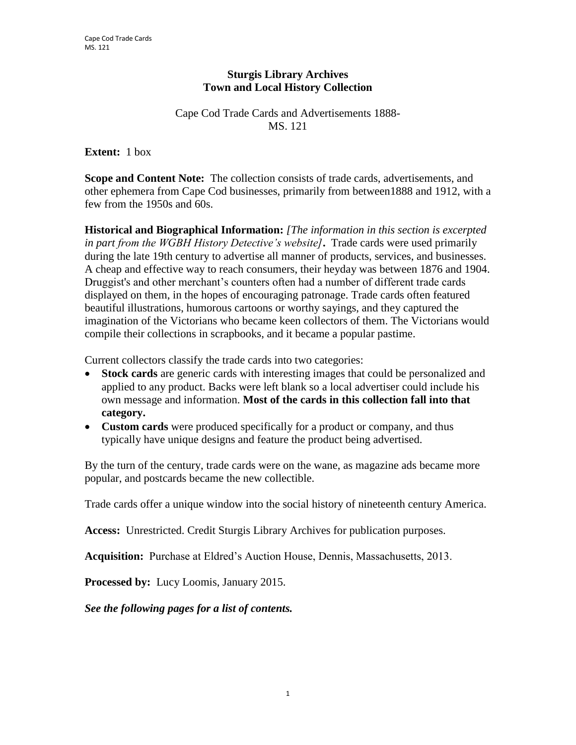# Sturgis Library Archives
# Town and Local History Collection

Cape Cod Trade Cards and Advertisements 1888-
MS. 121

**Extent:** 1 box

**Scope and Content Note:** The collection consists of trade cards, advertisements, and other ephemera from Cape Cod businesses, primarily from between1888 and 1912, with a few from the 1950s and 60s.

**Historical and Biographical Information:** *[The information in this section is excerpted in part from the WGBH History Detective's website]***.** Trade cards were used primarily during the late 19th century to advertise all manner of products, services, and businesses. A cheap and effective way to reach consumers, their heyday was between 1876 and 1904. Druggist's and other merchant's counters often had a number of different trade cards displayed on them, in the hopes of encouraging patronage. Trade cards often featured beautiful illustrations, humorous cartoons or worthy sayings, and they captured the imagination of the Victorians who became keen collectors of them. The Victorians would compile their collections in scrapbooks, and it became a popular pastime.

Current collectors classify the trade cards into two categories:

- **Stock cards** are generic cards with interesting images that could be personalized and applied to any product. Backs were left blank so a local advertiser could include his own message and information. **Most of the cards in this collection fall into that category.**
- **Custom cards** were produced specifically for a product or company, and thus typically have unique designs and feature the product being advertised.

By the turn of the century, trade cards were on the wane, as magazine ads became more popular, and postcards became the new collectible.

Trade cards offer a unique window into the social history of nineteenth century America.

**Access:** Unrestricted. Credit Sturgis Library Archives for publication purposes.

**Acquisition:** Purchase at Eldred's Auction House, Dennis, Massachusetts, 2013.

**Processed by:** Lucy Loomis, January 2015.

***See the following pages for a list of contents.***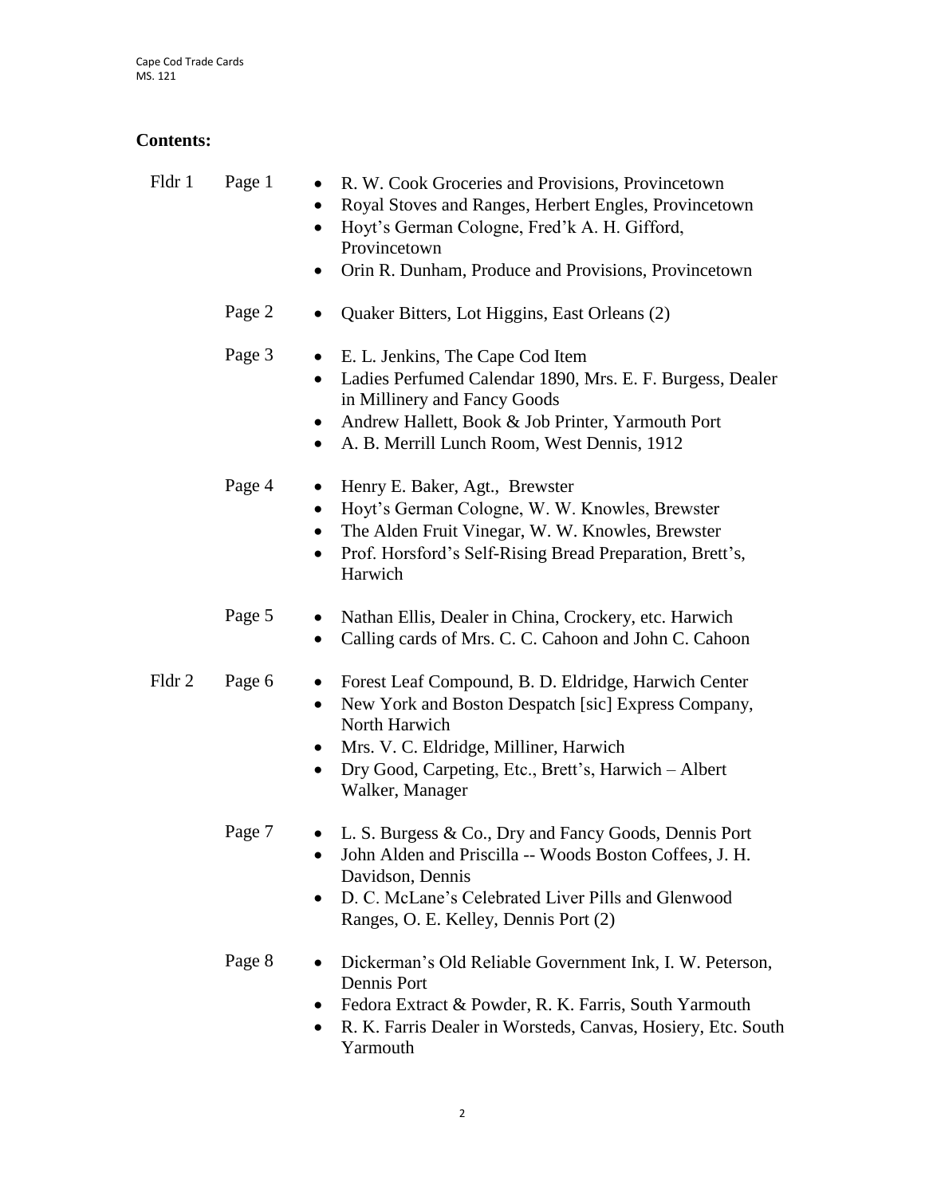**Contents:**

| | | |
|---|---|---|
| Fldr 1 | Page 1 | • R. W. Cook Groceries and Provisions, Provincetown<br>• Royal Stoves and Ranges, Herbert Engles, Provincetown<br>• Hoyt's German Cologne, Fred'k A. H. Gifford, Provincetown<br>• Orin R. Dunham, Produce and Provisions, Provincetown |
| | Page 2 | • Quaker Bitters, Lot Higgins, East Orleans (2) |
| | Page 3 | • E. L. Jenkins, The Cape Cod Item<br>• Ladies Perfumed Calendar 1890, Mrs. E. F. Burgess, Dealer in Millinery and Fancy Goods<br>• Andrew Hallett, Book & Job Printer, Yarmouth Port<br>• A. B. Merrill Lunch Room, West Dennis, 1912 |
| | Page 4 | • Henry E. Baker, Agt., Brewster<br>• Hoyt's German Cologne, W. W. Knowles, Brewster<br>• The Alden Fruit Vinegar, W. W. Knowles, Brewster<br>• Prof. Horsford's Self-Rising Bread Preparation, Brett's, Harwich |
| | Page 5 | • Nathan Ellis, Dealer in China, Crockery, etc. Harwich<br>• Calling cards of Mrs. C. C. Cahoon and John C. Cahoon |
| Fldr 2 | Page 6 | • Forest Leaf Compound, B. D. Eldridge, Harwich Center<br>• New York and Boston Despatch [sic] Express Company, North Harwich<br>• Mrs. V. C. Eldridge, Milliner, Harwich<br>• Dry Good, Carpeting, Etc., Brett's, Harwich – Albert Walker, Manager |
| | Page 7 | • L. S. Burgess & Co., Dry and Fancy Goods, Dennis Port<br>• John Alden and Priscilla -- Woods Boston Coffees, J. H. Davidson, Dennis<br>• D. C. McLane's Celebrated Liver Pills and Glenwood Ranges, O. E. Kelley, Dennis Port (2) |
| | Page 8 | • Dickerman's Old Reliable Government Ink, I. W. Peterson, Dennis Port<br>• Fedora Extract & Powder, R. K. Farris, South Yarmouth<br>• R. K. Farris Dealer in Worsteds, Canvas, Hosiery, Etc. South Yarmouth |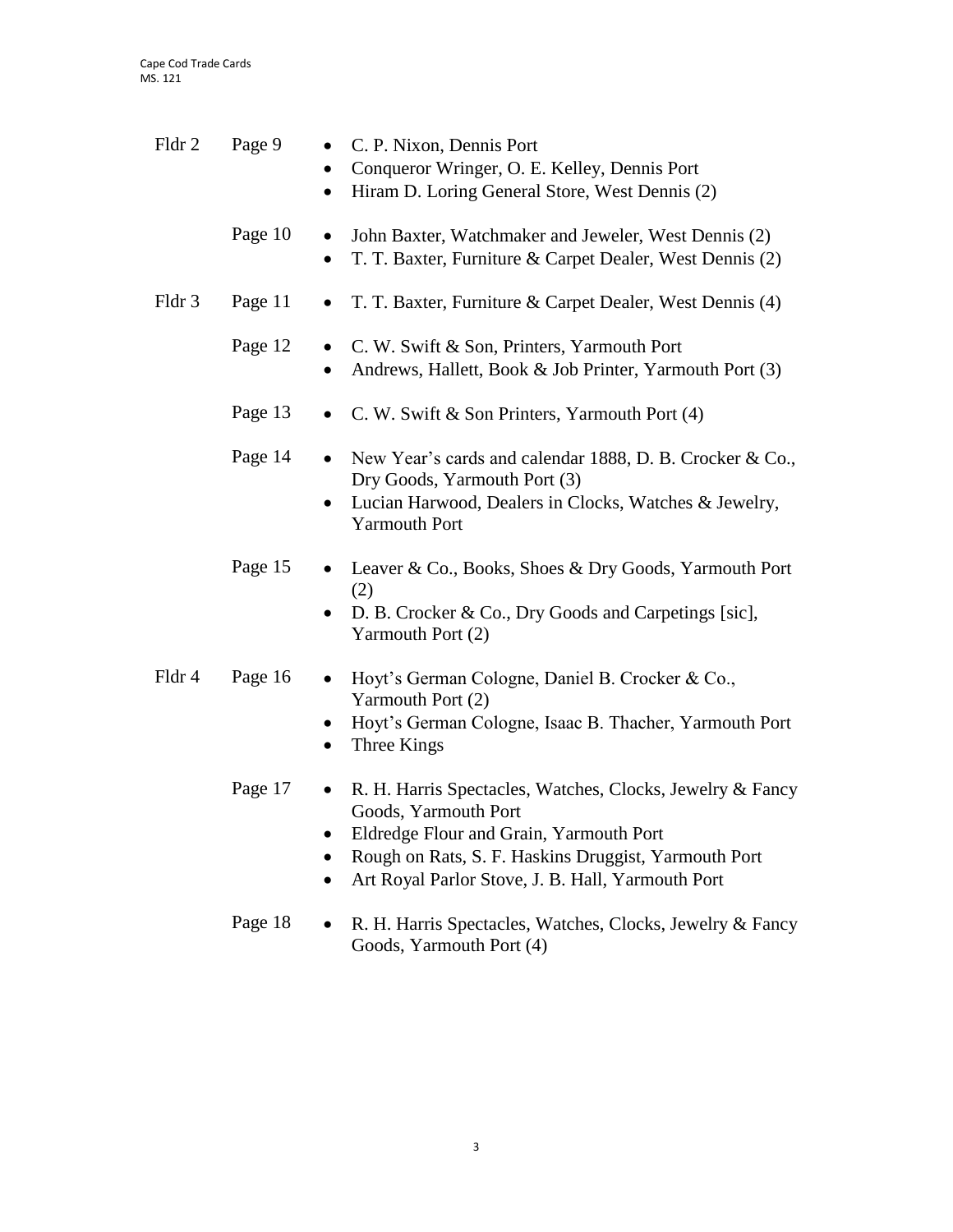Fldr 2 Page 9

- C. P. Nixon, Dennis Port
- Conqueror Wringer, O. E. Kelley, Dennis Port
- Hiram D. Loring General Store, West Dennis (2)

Page 10

- John Baxter, Watchmaker and Jeweler, West Dennis (2)
- T. T. Baxter, Furniture & Carpet Dealer, West Dennis (2)

Fldr 3 Page 11

- T. T. Baxter, Furniture & Carpet Dealer, West Dennis (4)

Page 12

- C. W. Swift & Son, Printers, Yarmouth Port
- Andrews, Hallett, Book & Job Printer, Yarmouth Port (3)

Page 13

- C. W. Swift & Son Printers, Yarmouth Port (4)

Page 14

- New Year's cards and calendar 1888, D. B. Crocker & Co., Dry Goods, Yarmouth Port (3)
- Lucian Harwood, Dealers in Clocks, Watches & Jewelry, Yarmouth Port

Page 15

- Leaver & Co., Books, Shoes & Dry Goods, Yarmouth Port (2)
- D. B. Crocker & Co., Dry Goods and Carpetings [sic], Yarmouth Port (2)

Fldr 4 Page 16

- Hoyt's German Cologne, Daniel B. Crocker & Co., Yarmouth Port (2)
- Hoyt's German Cologne, Isaac B. Thacher, Yarmouth Port
- Three Kings

Page 17

- R. H. Harris Spectacles, Watches, Clocks, Jewelry & Fancy Goods, Yarmouth Port
- Eldredge Flour and Grain, Yarmouth Port
- Rough on Rats, S. F. Haskins Druggist, Yarmouth Port
- Art Royal Parlor Stove, J. B. Hall, Yarmouth Port

Page 18

- R. H. Harris Spectacles, Watches, Clocks, Jewelry & Fancy Goods, Yarmouth Port (4)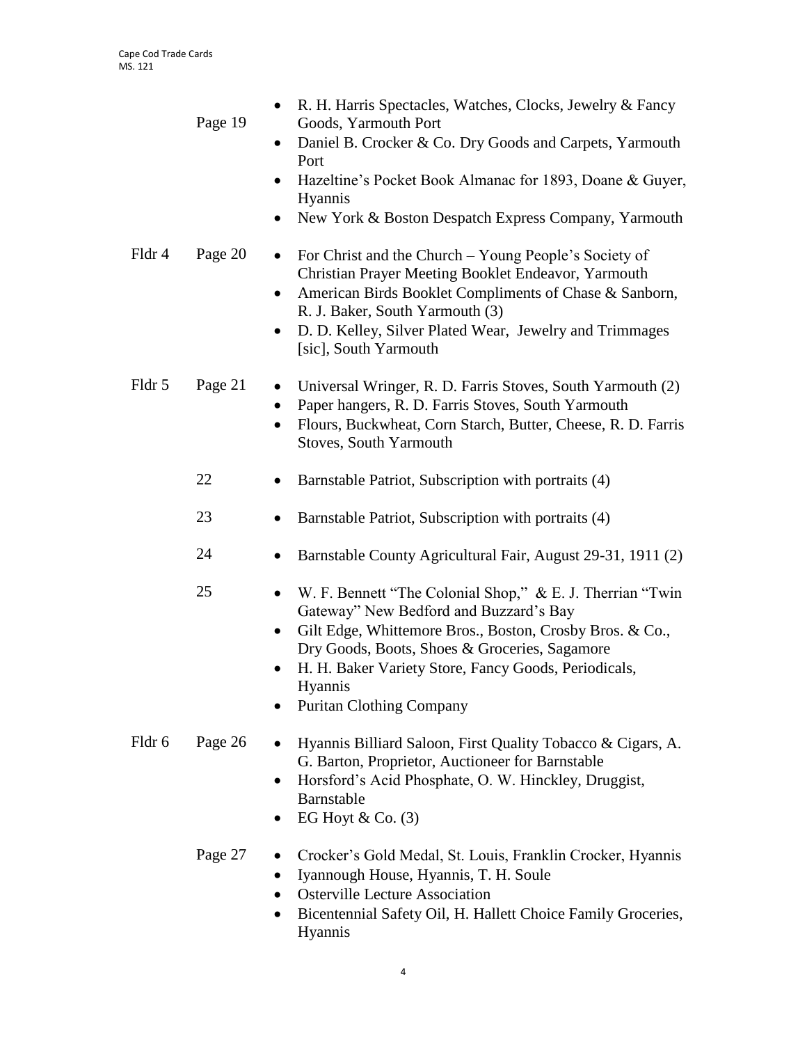| Folder | Page | Contents |
| --- | --- | --- |
| | Page 19 | • R. H. Harris Spectacles, Watches, Clocks, Jewelry & Fancy Goods, Yarmouth Port<br>• Daniel B. Crocker & Co. Dry Goods and Carpets, Yarmouth Port<br>• Hazeltine's Pocket Book Almanac for 1893, Doane & Guyer, Hyannis<br>• New York & Boston Despatch Express Company, Yarmouth |
| Fldr 4 | Page 20 | • For Christ and the Church – Young People's Society of Christian Prayer Meeting Booklet Endeavor, Yarmouth<br>• American Birds Booklet Compliments of Chase & Sanborn, R. J. Baker, South Yarmouth (3)<br>• D. D. Kelley, Silver Plated Wear, Jewelry and Trimmages [sic], South Yarmouth |
| Fldr 5 | Page 21 | • Universal Wringer, R. D. Farris Stoves, South Yarmouth (2)<br>• Paper hangers, R. D. Farris Stoves, South Yarmouth<br>• Flours, Buckwheat, Corn Starch, Butter, Cheese, R. D. Farris Stoves, South Yarmouth |
| | 22 | • Barnstable Patriot, Subscription with portraits (4) |
| | 23 | • Barnstable Patriot, Subscription with portraits (4) |
| | 24 | • Barnstable County Agricultural Fair, August 29-31, 1911 (2) |
| | 25 | • W. F. Bennett "The Colonial Shop," & E. J. Therrian "Twin Gateway" New Bedford and Buzzard's Bay<br>• Gilt Edge, Whittemore Bros., Boston, Crosby Bros. & Co., Dry Goods, Boots, Shoes & Groceries, Sagamore<br>• H. H. Baker Variety Store, Fancy Goods, Periodicals, Hyannis<br>• Puritan Clothing Company |
| Fldr 6 | Page 26 | • Hyannis Billiard Saloon, First Quality Tobacco & Cigars, A. G. Barton, Proprietor, Auctioneer for Barnstable<br>• Horsford's Acid Phosphate, O. W. Hinckley, Druggist, Barnstable<br>• EG Hoyt & Co. (3) |
| | Page 27 | • Crocker's Gold Medal, St. Louis, Franklin Crocker, Hyannis<br>• Iyannough House, Hyannis, T. H. Soule<br>• Osterville Lecture Association<br>• Bicentennial Safety Oil, H. Hallett Choice Family Groceries, Hyannis |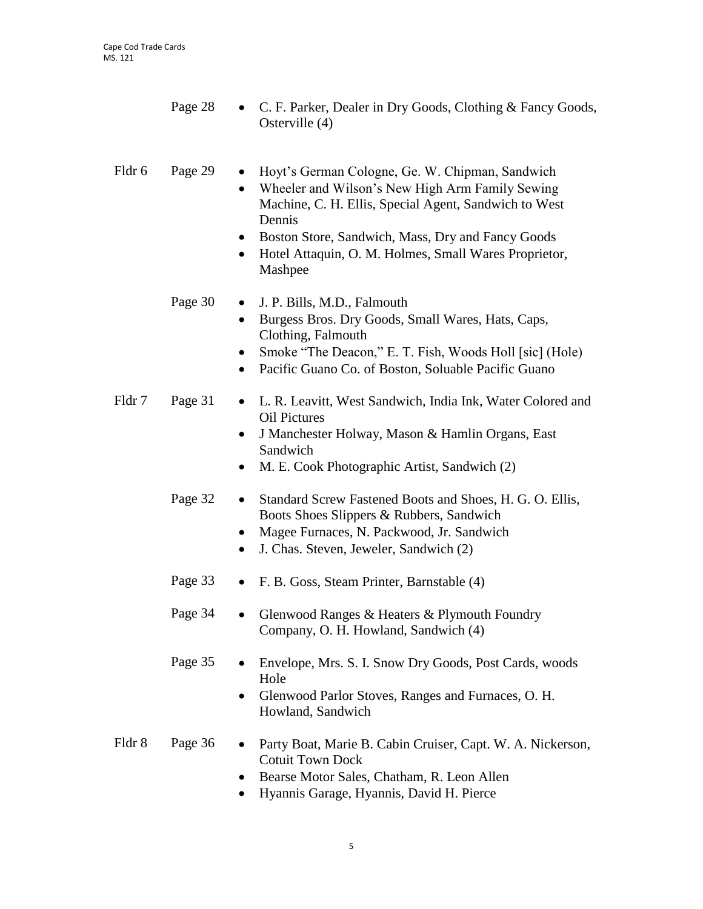| | | |
|---|---|---|
| | Page 28 | • C. F. Parker, Dealer in Dry Goods, Clothing & Fancy Goods, Osterville (4) |
| Fldr 6 | Page 29 | • Hoyt's German Cologne, Ge. W. Chipman, Sandwich<br>• Wheeler and Wilson's New High Arm Family Sewing Machine, C. H. Ellis, Special Agent, Sandwich to West Dennis<br>• Boston Store, Sandwich, Mass, Dry and Fancy Goods<br>• Hotel Attaquin, O. M. Holmes, Small Wares Proprietor, Mashpee |
| | Page 30 | • J. P. Bills, M.D., Falmouth<br>• Burgess Bros. Dry Goods, Small Wares, Hats, Caps, Clothing, Falmouth<br>• Smoke "The Deacon," E. T. Fish, Woods Holl [sic] (Hole)<br>• Pacific Guano Co. of Boston, Soluable Pacific Guano |
| Fldr 7 | Page 31 | • L. R. Leavitt, West Sandwich, India Ink, Water Colored and Oil Pictures<br>• J Manchester Holway, Mason & Hamlin Organs, East Sandwich<br>• M. E. Cook Photographic Artist, Sandwich (2) |
| | Page 32 | • Standard Screw Fastened Boots and Shoes, H. G. O. Ellis, Boots Shoes Slippers & Rubbers, Sandwich<br>• Magee Furnaces, N. Packwood, Jr. Sandwich<br>• J. Chas. Steven, Jeweler, Sandwich (2) |
| | Page 33 | • F. B. Goss, Steam Printer, Barnstable (4) |
| | Page 34 | • Glenwood Ranges & Heaters & Plymouth Foundry Company, O. H. Howland, Sandwich (4) |
| | Page 35 | • Envelope, Mrs. S. I. Snow Dry Goods, Post Cards, woods Hole<br>• Glenwood Parlor Stoves, Ranges and Furnaces, O. H. Howland, Sandwich |
| Fldr 8 | Page 36 | • Party Boat, Marie B. Cabin Cruiser, Capt. W. A. Nickerson, Cotuit Town Dock<br>• Bearse Motor Sales, Chatham, R. Leon Allen<br>• Hyannis Garage, Hyannis, David H. Pierce |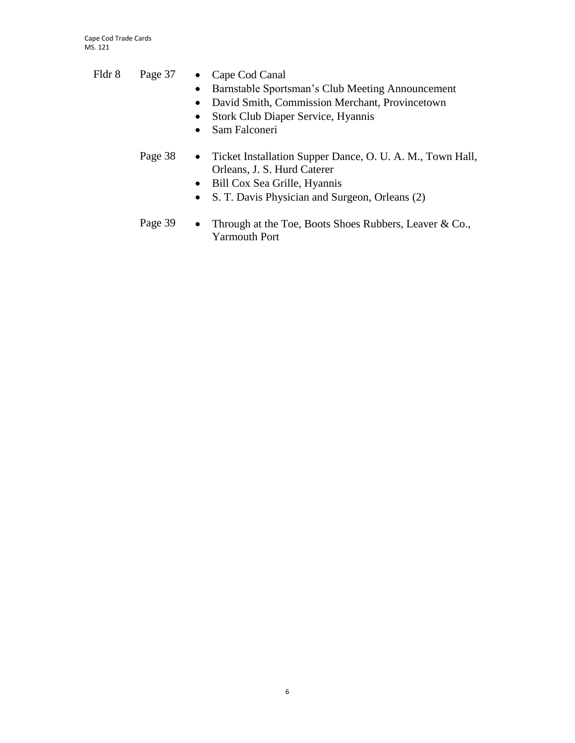Fldr 8

Page 37

- Cape Cod Canal
- Barnstable Sportsman's Club Meeting Announcement
- David Smith, Commission Merchant, Provincetown
- Stork Club Diaper Service, Hyannis
- Sam Falconeri

Page 38

- Ticket Installation Supper Dance, O. U. A. M., Town Hall, Orleans, J. S. Hurd Caterer
- Bill Cox Sea Grille, Hyannis
- S. T. Davis Physician and Surgeon, Orleans (2)

Page 39

- Through at the Toe, Boots Shoes Rubbers, Leaver & Co., Yarmouth Port